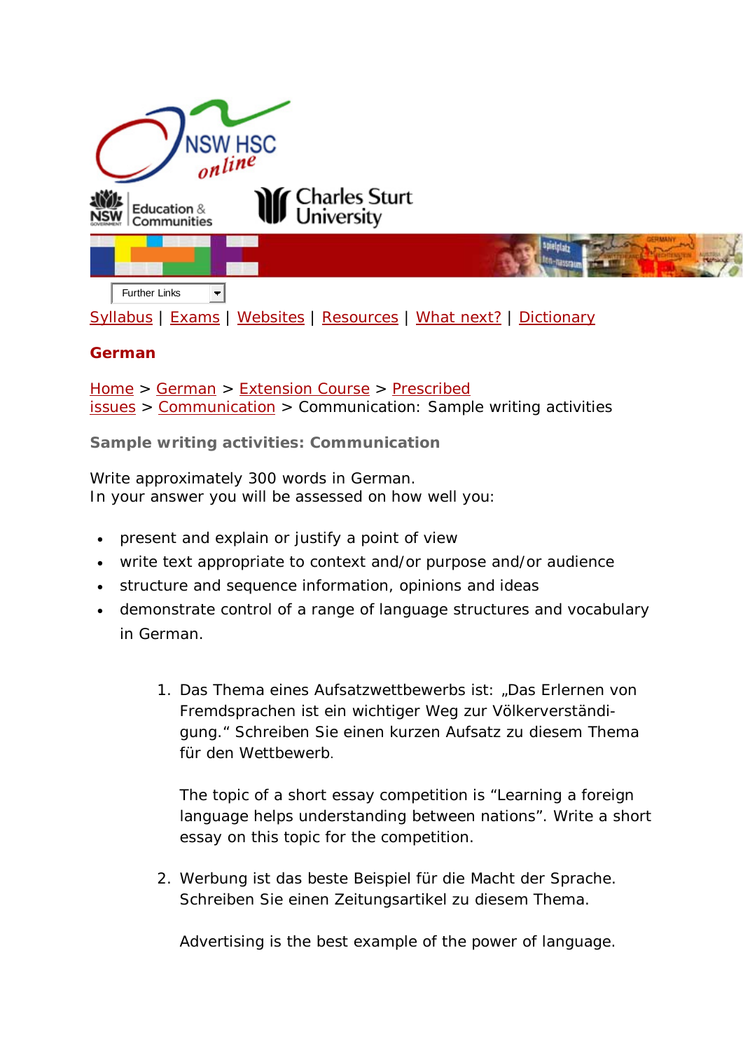Further Links

Syllabus | Exams | Websites | Resources | What next? | Dictionary

## German

Home > German > Extension Course > Prescribed issues > Communication > Communication: Sample writing activities

### Sample writing activities: Communication

Write approximately 300 words in German.
In your answer you will be assessed on how well you:

- present and explain or justify a point of view
- write text appropriate to context and/or purpose and/or audience
- structure and sequence information, opinions and ideas
- demonstrate control of a range of language structures and vocabulary in German.

1. Das Thema eines Aufsatzwettbewerbs ist: „Das Erlernen von Fremdsprachen ist ein wichtiger Weg zur Völkerverständigung." Schreiben Sie einen kurzen Aufsatz zu diesem Thema für den Wettbewerb.

   The topic of a short essay competition is "Learning a foreign language helps understanding between nations". Write a short essay on this topic for the competition.

2. Werbung ist das beste Beispiel für die Macht der Sprache. Schreiben Sie einen Zeitungsartikel zu diesem Thema.

   Advertising is the best example of the power of language.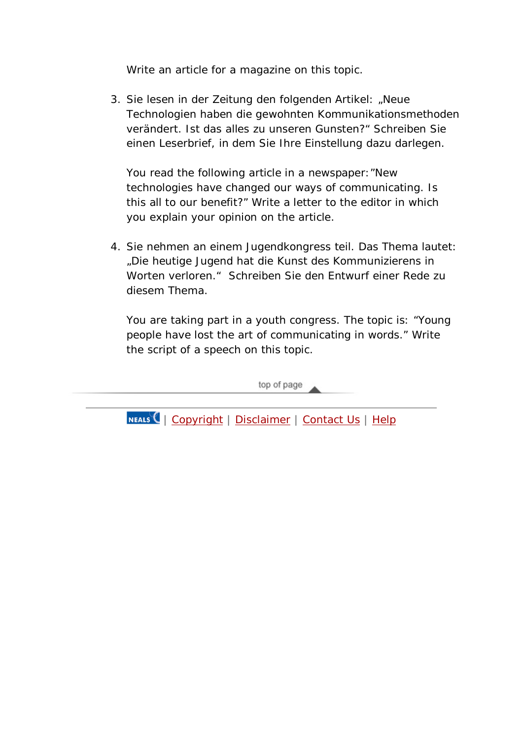Write an article for a magazine on this topic.

3. Sie lesen in der Zeitung den folgenden Artikel: „Neue Technologien haben die gewohnten Kommunikationsmethoden verändert. Ist das alles zu unseren Gunsten?" Schreiben Sie einen Leserbrief, in dem Sie Ihre Einstellung dazu darlegen.

   You read the following article in a newspaper: "New technologies have changed our ways of communicating. Is this all to our benefit?" Write a letter to the editor in which you explain your opinion on the article.

4. Sie nehmen an einem Jugendkongress teil. Das Thema lautet: „Die heutige Jugend hat die Kunst des Kommunizierens in Worten verloren." Schreiben Sie den Entwurf einer Rede zu diesem Thema.

   You are taking part in a youth congress. The topic is: "Young people have lost the art of communicating in words." Write the script of a speech on this topic.